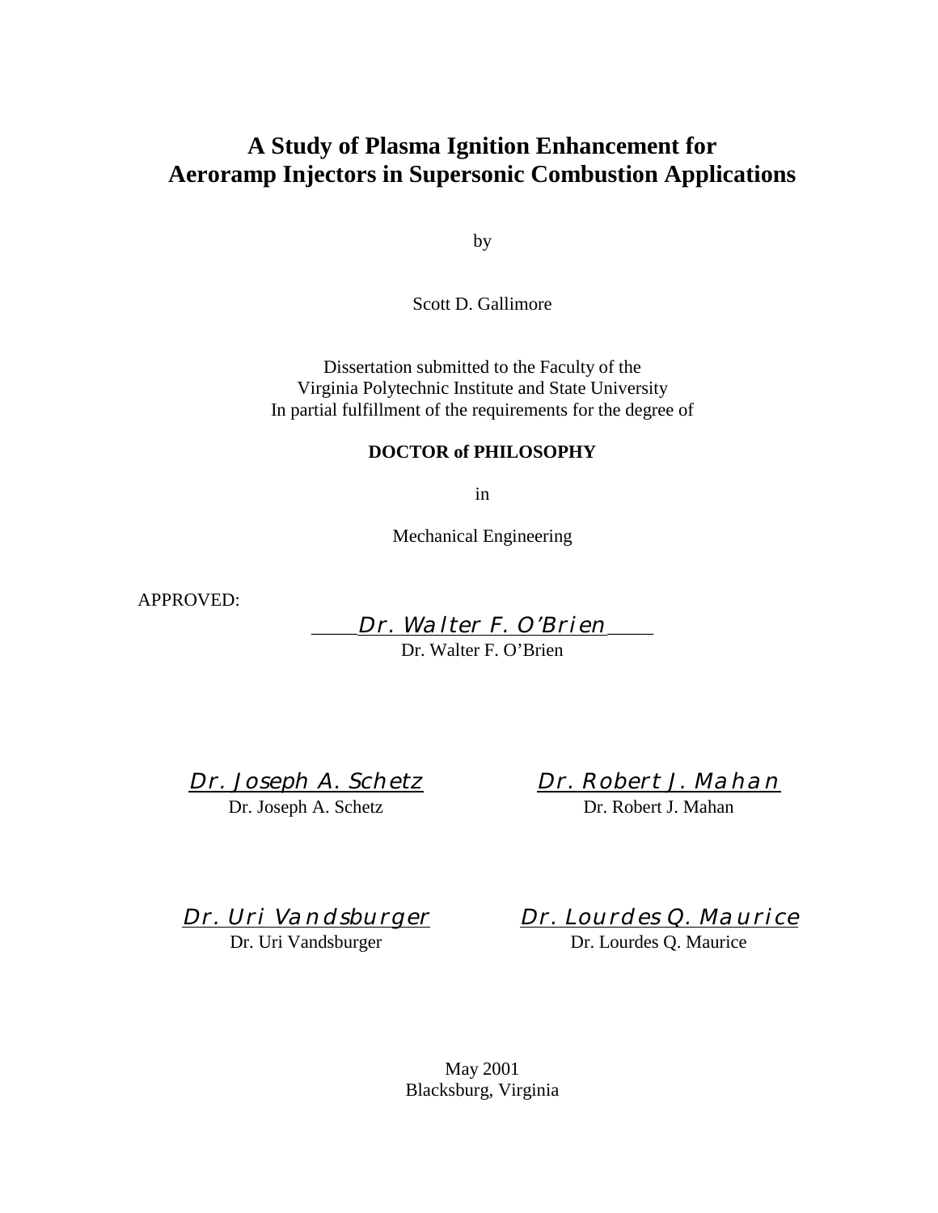# A Study of Plasma Ignition Enhancement for Aeroramp Injectors in Supersonic Combustion Applications

by

Scott D. Gallimore

Dissertation submitted to the Faculty of the
Virginia Polytechnic Institute and State University
In partial fulfillment of the requirements for the degree of

**DOCTOR of PHILOSOPHY**

in

Mechanical Engineering

APPROVED:

*Dr. Walter F. O'Brien*
Dr. Walter F. O'Brien

*Dr. Joseph A. Schetz*
Dr. Joseph A. Schetz

*Dr. Robert J. Mahan*
Dr. Robert J. Mahan

*Dr. Uri Vandsburger*
Dr. Uri Vandsburger

*Dr. Lourdes Q. Maurice*
Dr. Lourdes Q. Maurice

May 2001
Blacksburg, Virginia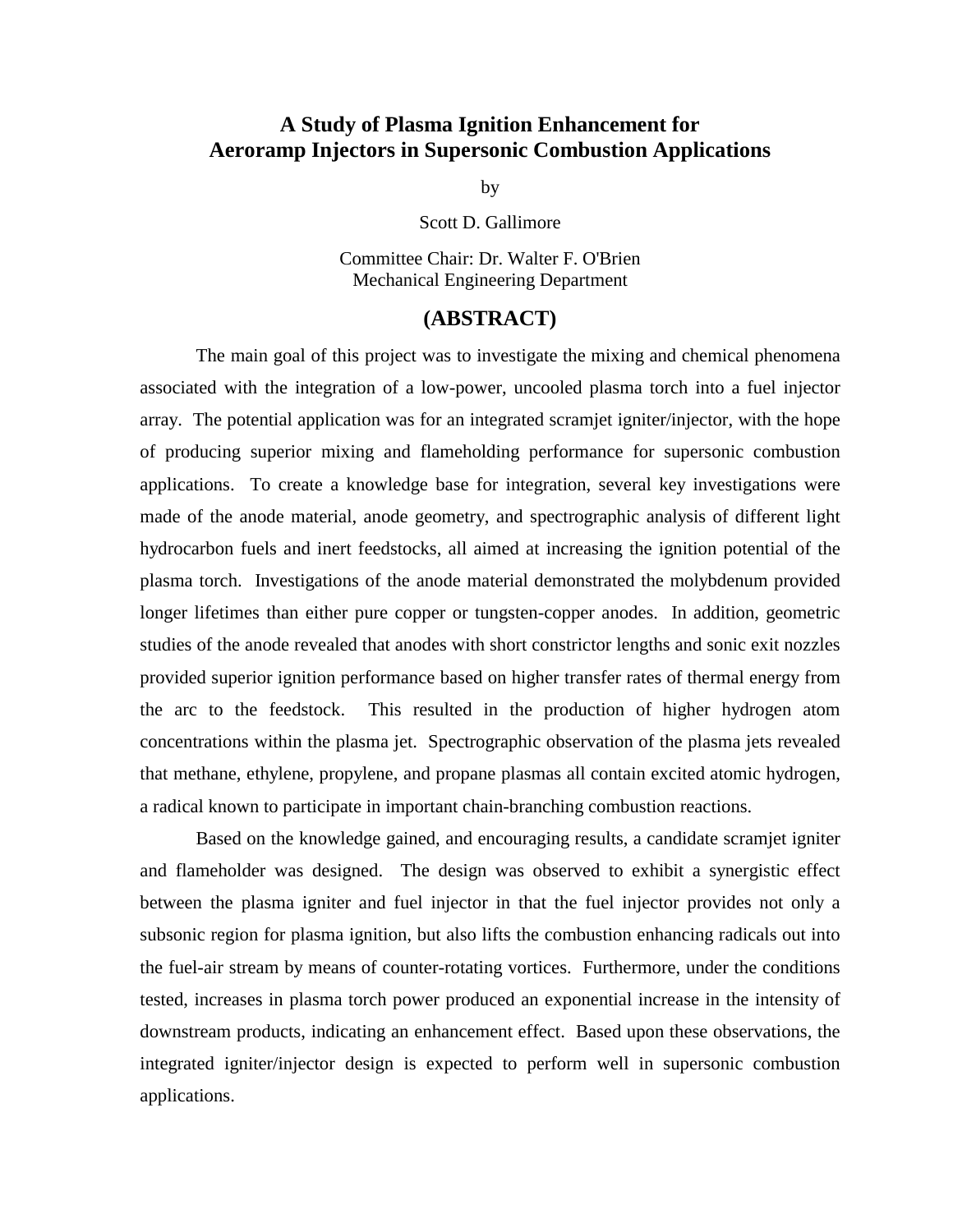# A Study of Plasma Ignition Enhancement for Aeroramp Injectors in Supersonic Combustion Applications

by

Scott D. Gallimore

Committee Chair: Dr. Walter F. O'Brien
Mechanical Engineering Department

## (ABSTRACT)

The main goal of this project was to investigate the mixing and chemical phenomena associated with the integration of a low-power, uncooled plasma torch into a fuel injector array. The potential application was for an integrated scramjet igniter/injector, with the hope of producing superior mixing and flameholding performance for supersonic combustion applications. To create a knowledge base for integration, several key investigations were made of the anode material, anode geometry, and spectrographic analysis of different light hydrocarbon fuels and inert feedstocks, all aimed at increasing the ignition potential of the plasma torch. Investigations of the anode material demonstrated the molybdenum provided longer lifetimes than either pure copper or tungsten-copper anodes. In addition, geometric studies of the anode revealed that anodes with short constrictor lengths and sonic exit nozzles provided superior ignition performance based on higher transfer rates of thermal energy from the arc to the feedstock. This resulted in the production of higher hydrogen atom concentrations within the plasma jet. Spectrographic observation of the plasma jets revealed that methane, ethylene, propylene, and propane plasmas all contain excited atomic hydrogen, a radical known to participate in important chain-branching combustion reactions.

Based on the knowledge gained, and encouraging results, a candidate scramjet igniter and flameholder was designed. The design was observed to exhibit a synergistic effect between the plasma igniter and fuel injector in that the fuel injector provides not only a subsonic region for plasma ignition, but also lifts the combustion enhancing radicals out into the fuel-air stream by means of counter-rotating vortices. Furthermore, under the conditions tested, increases in plasma torch power produced an exponential increase in the intensity of downstream products, indicating an enhancement effect. Based upon these observations, the integrated igniter/injector design is expected to perform well in supersonic combustion applications.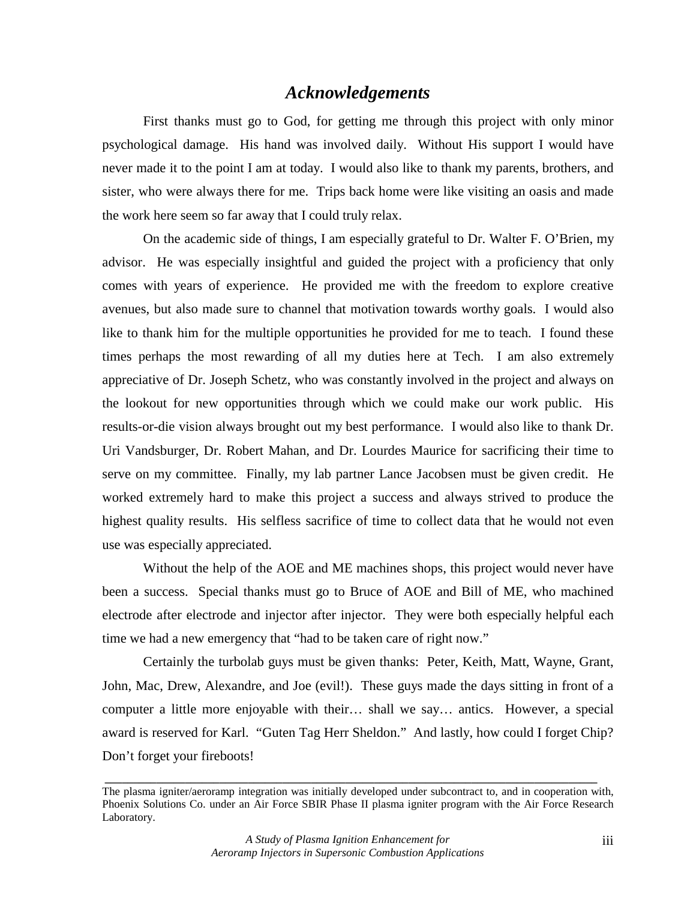## *Acknowledgements*

First thanks must go to God, for getting me through this project with only minor psychological damage. His hand was involved daily. Without His support I would have never made it to the point I am at today. I would also like to thank my parents, brothers, and sister, who were always there for me. Trips back home were like visiting an oasis and made the work here seem so far away that I could truly relax.

On the academic side of things, I am especially grateful to Dr. Walter F. O'Brien, my advisor. He was especially insightful and guided the project with a proficiency that only comes with years of experience. He provided me with the freedom to explore creative avenues, but also made sure to channel that motivation towards worthy goals. I would also like to thank him for the multiple opportunities he provided for me to teach. I found these times perhaps the most rewarding of all my duties here at Tech. I am also extremely appreciative of Dr. Joseph Schetz, who was constantly involved in the project and always on the lookout for new opportunities through which we could make our work public. His results-or-die vision always brought out my best performance. I would also like to thank Dr. Uri Vandsburger, Dr. Robert Mahan, and Dr. Lourdes Maurice for sacrificing their time to serve on my committee. Finally, my lab partner Lance Jacobsen must be given credit. He worked extremely hard to make this project a success and always strived to produce the highest quality results. His selfless sacrifice of time to collect data that he would not even use was especially appreciated.

Without the help of the AOE and ME machines shops, this project would never have been a success. Special thanks must go to Bruce of AOE and Bill of ME, who machined electrode after electrode and injector after injector. They were both especially helpful each time we had a new emergency that "had to be taken care of right now."

Certainly the turbolab guys must be given thanks: Peter, Keith, Matt, Wayne, Grant, John, Mac, Drew, Alexandre, and Joe (evil!). These guys made the days sitting in front of a computer a little more enjoyable with their… shall we say… antics. However, a special award is reserved for Karl. "Guten Tag Herr Sheldon." And lastly, how could I forget Chip? Don't forget your fireboots!

---

The plasma igniter/aeroramp integration was initially developed under subcontract to, and in cooperation with, Phoenix Solutions Co. under an Air Force SBIR Phase II plasma igniter program with the Air Force Research Laboratory.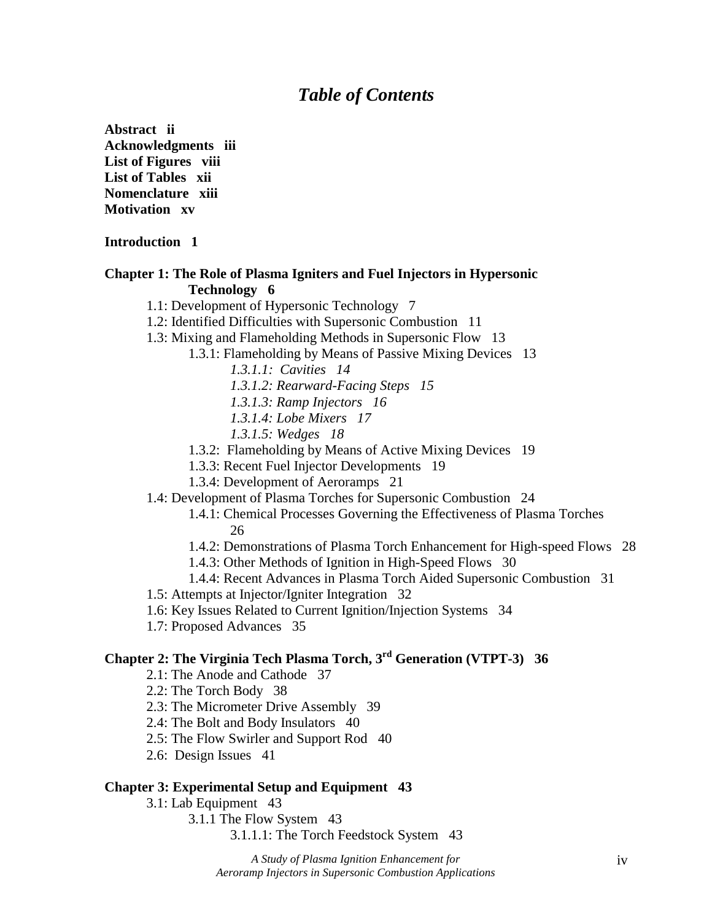# *Table of Contents*

**Abstract ii**
**Acknowledgments iii**
**List of Figures viii**
**List of Tables xii**
**Nomenclature xiii**
**Motivation xv**

**Introduction 1**

**Chapter 1: The Role of Plasma Igniters and Fuel Injectors in Hypersonic Technology 6**

- 1.1: Development of Hypersonic Technology 7
- 1.2: Identified Difficulties with Supersonic Combustion 11
- 1.3: Mixing and Flameholding Methods in Supersonic Flow 13
  - 1.3.1: Flameholding by Means of Passive Mixing Devices 13
    - *1.3.1.1: Cavities 14*
    - *1.3.1.2: Rearward-Facing Steps 15*
    - *1.3.1.3: Ramp Injectors 16*
    - *1.3.1.4: Lobe Mixers 17*
    - *1.3.1.5: Wedges 18*
  - 1.3.2: Flameholding by Means of Active Mixing Devices 19
  - 1.3.3: Recent Fuel Injector Developments 19
  - 1.3.4: Development of Aeroramps 21
- 1.4: Development of Plasma Torches for Supersonic Combustion 24
  - 1.4.1: Chemical Processes Governing the Effectiveness of Plasma Torches 26
  - 1.4.2: Demonstrations of Plasma Torch Enhancement for High-speed Flows 28
  - 1.4.3: Other Methods of Ignition in High-Speed Flows 30
  - 1.4.4: Recent Advances in Plasma Torch Aided Supersonic Combustion 31
- 1.5: Attempts at Injector/Igniter Integration 32
- 1.6: Key Issues Related to Current Ignition/Injection Systems 34
- 1.7: Proposed Advances 35

**Chapter 2: The Virginia Tech Plasma Torch, 3rd Generation (VTPT-3) 36**

- 2.1: The Anode and Cathode 37
- 2.2: The Torch Body 38
- 2.3: The Micrometer Drive Assembly 39
- 2.4: The Bolt and Body Insulators 40
- 2.5: The Flow Swirler and Support Rod 40
- 2.6: Design Issues 41

**Chapter 3: Experimental Setup and Equipment 43**

- 3.1: Lab Equipment 43
  - 3.1.1 The Flow System 43
    - 3.1.1.1: The Torch Feedstock System 43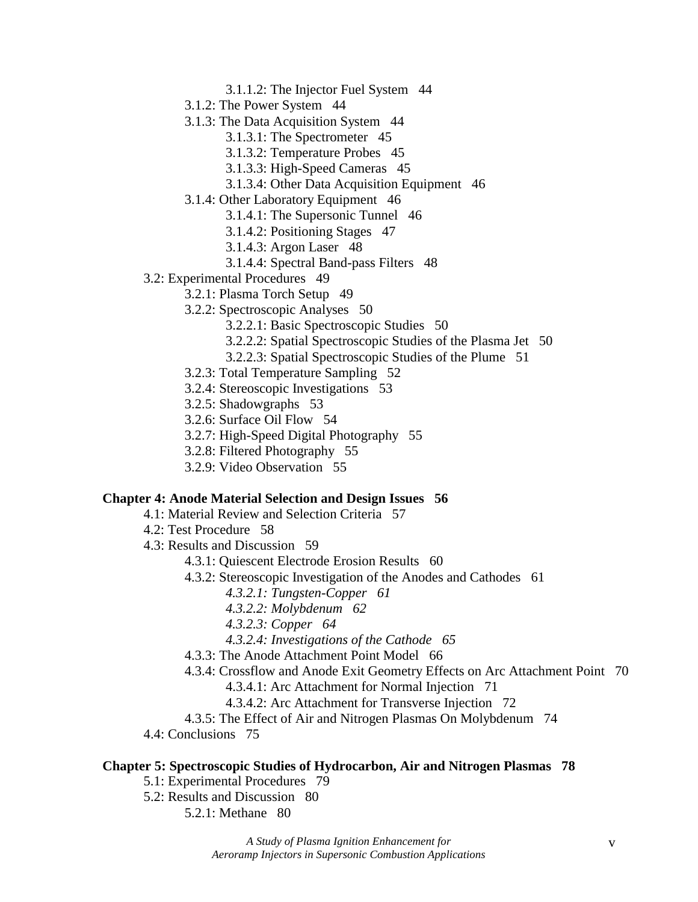3.1.1.2: The Injector Fuel System 44

3.1.2: The Power System 44

3.1.3: The Data Acquisition System 44

3.1.3.1: The Spectrometer 45

3.1.3.2: Temperature Probes 45

3.1.3.3: High-Speed Cameras 45

3.1.3.4: Other Data Acquisition Equipment 46

3.1.4: Other Laboratory Equipment 46

3.1.4.1: The Supersonic Tunnel 46

3.1.4.2: Positioning Stages 47

3.1.4.3: Argon Laser 48

3.1.4.4: Spectral Band-pass Filters 48

3.2: Experimental Procedures 49

3.2.1: Plasma Torch Setup 49

3.2.2: Spectroscopic Analyses 50

3.2.2.1: Basic Spectroscopic Studies 50

3.2.2.2: Spatial Spectroscopic Studies of the Plasma Jet 50

3.2.2.3: Spatial Spectroscopic Studies of the Plume 51

3.2.3: Total Temperature Sampling 52

3.2.4: Stereoscopic Investigations 53

3.2.5: Shadowgraphs 53

3.2.6: Surface Oil Flow 54

3.2.7: High-Speed Digital Photography 55

3.2.8: Filtered Photography 55

3.2.9: Video Observation 55

**Chapter 4: Anode Material Selection and Design Issues 56**

4.1: Material Review and Selection Criteria 57

4.2: Test Procedure 58

4.3: Results and Discussion 59

4.3.1: Quiescent Electrode Erosion Results 60

4.3.2: Stereoscopic Investigation of the Anodes and Cathodes 61

*4.3.2.1: Tungsten-Copper 61*

*4.3.2.2: Molybdenum 62*

*4.3.2.3: Copper 64*

*4.3.2.4: Investigations of the Cathode 65*

4.3.3: The Anode Attachment Point Model 66

4.3.4: Crossflow and Anode Exit Geometry Effects on Arc Attachment Point 70

4.3.4.1: Arc Attachment for Normal Injection 71

4.3.4.2: Arc Attachment for Transverse Injection 72

4.3.5: The Effect of Air and Nitrogen Plasmas On Molybdenum 74

4.4: Conclusions 75

**Chapter 5: Spectroscopic Studies of Hydrocarbon, Air and Nitrogen Plasmas 78**

5.1: Experimental Procedures 79

5.2: Results and Discussion 80

5.2.1: Methane 80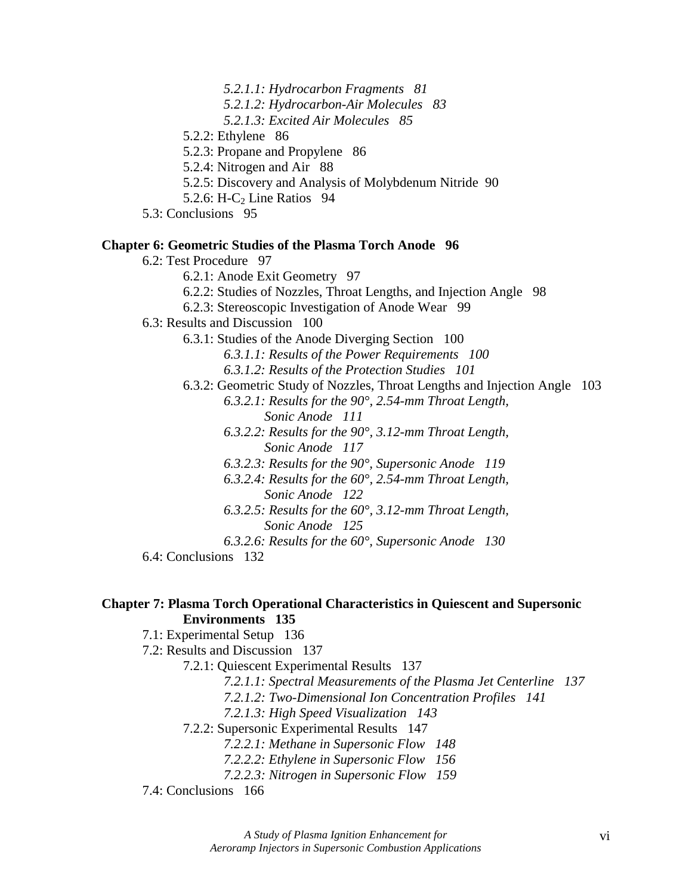*5.2.1.1: Hydrocarbon Fragments 81*

*5.2.1.2: Hydrocarbon-Air Molecules 83*

*5.2.1.3: Excited Air Molecules 85*

5.2.2: Ethylene 86

5.2.3: Propane and Propylene 86

5.2.4: Nitrogen and Air 88

5.2.5: Discovery and Analysis of Molybdenum Nitride 90

5.2.6: H-$C_2$ Line Ratios 94

5.3: Conclusions 95

**Chapter 6: Geometric Studies of the Plasma Torch Anode 96**

6.2: Test Procedure 97

6.2.1: Anode Exit Geometry 97

6.2.2: Studies of Nozzles, Throat Lengths, and Injection Angle 98

6.2.3: Stereoscopic Investigation of Anode Wear 99

6.3: Results and Discussion 100

6.3.1: Studies of the Anode Diverging Section 100

*6.3.1.1: Results of the Power Requirements 100*

*6.3.1.2: Results of the Protection Studies 101*

6.3.2: Geometric Study of Nozzles, Throat Lengths and Injection Angle 103

*6.3.2.1: Results for the 90°, 2.54-mm Throat Length, Sonic Anode 111*

*6.3.2.2: Results for the 90°, 3.12-mm Throat Length, Sonic Anode 117*

*6.3.2.3: Results for the 90°, Supersonic Anode 119*

*6.3.2.4: Results for the 60°, 2.54-mm Throat Length, Sonic Anode 122*

*6.3.2.5: Results for the 60°, 3.12-mm Throat Length, Sonic Anode 125*

*6.3.2.6: Results for the 60°, Supersonic Anode 130*

6.4: Conclusions 132

**Chapter 7: Plasma Torch Operational Characteristics in Quiescent and Supersonic Environments 135**

7.1: Experimental Setup 136

7.2: Results and Discussion 137

7.2.1: Quiescent Experimental Results 137

*7.2.1.1: Spectral Measurements of the Plasma Jet Centerline 137*

*7.2.1.2: Two-Dimensional Ion Concentration Profiles 141*

*7.2.1.3: High Speed Visualization 143*

7.2.2: Supersonic Experimental Results 147

*7.2.2.1: Methane in Supersonic Flow 148*

*7.2.2.2: Ethylene in Supersonic Flow 156*

*7.2.2.3: Nitrogen in Supersonic Flow 159*

7.4: Conclusions 166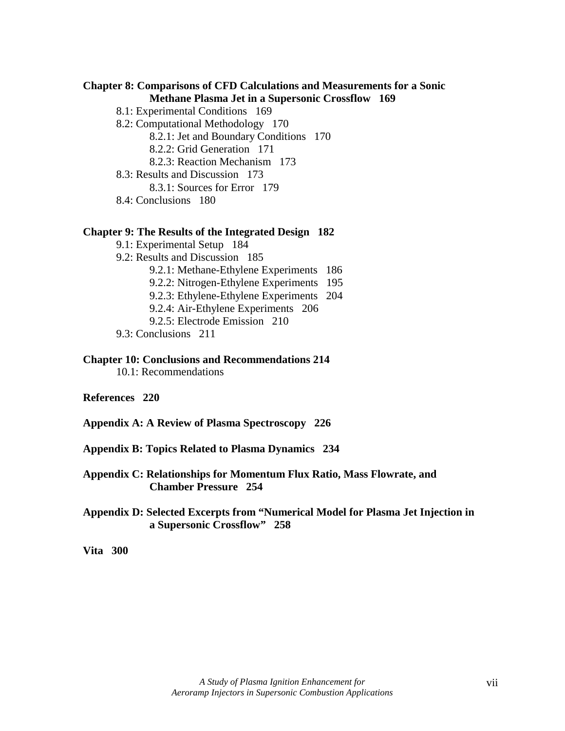**Chapter 8: Comparisons of CFD Calculations and Measurements for a Sonic Methane Plasma Jet in a Supersonic Crossflow 169**

- 8.1: Experimental Conditions 169
- 8.2: Computational Methodology 170
  - 8.2.1: Jet and Boundary Conditions 170
  - 8.2.2: Grid Generation 171
  - 8.2.3: Reaction Mechanism 173
- 8.3: Results and Discussion 173
  - 8.3.1: Sources for Error 179
- 8.4: Conclusions 180

**Chapter 9: The Results of the Integrated Design 182**

- 9.1: Experimental Setup 184
- 9.2: Results and Discussion 185
  - 9.2.1: Methane-Ethylene Experiments 186
  - 9.2.2: Nitrogen-Ethylene Experiments 195
  - 9.2.3: Ethylene-Ethylene Experiments 204
  - 9.2.4: Air-Ethylene Experiments 206
  - 9.2.5: Electrode Emission 210
- 9.3: Conclusions 211

**Chapter 10: Conclusions and Recommendations 214**

- 10.1: Recommendations

**References 220**

**Appendix A: A Review of Plasma Spectroscopy 226**

**Appendix B: Topics Related to Plasma Dynamics 234**

**Appendix C: Relationships for Momentum Flux Ratio, Mass Flowrate, and Chamber Pressure 254**

**Appendix D: Selected Excerpts from "Numerical Model for Plasma Jet Injection in a Supersonic Crossflow" 258**

**Vita 300**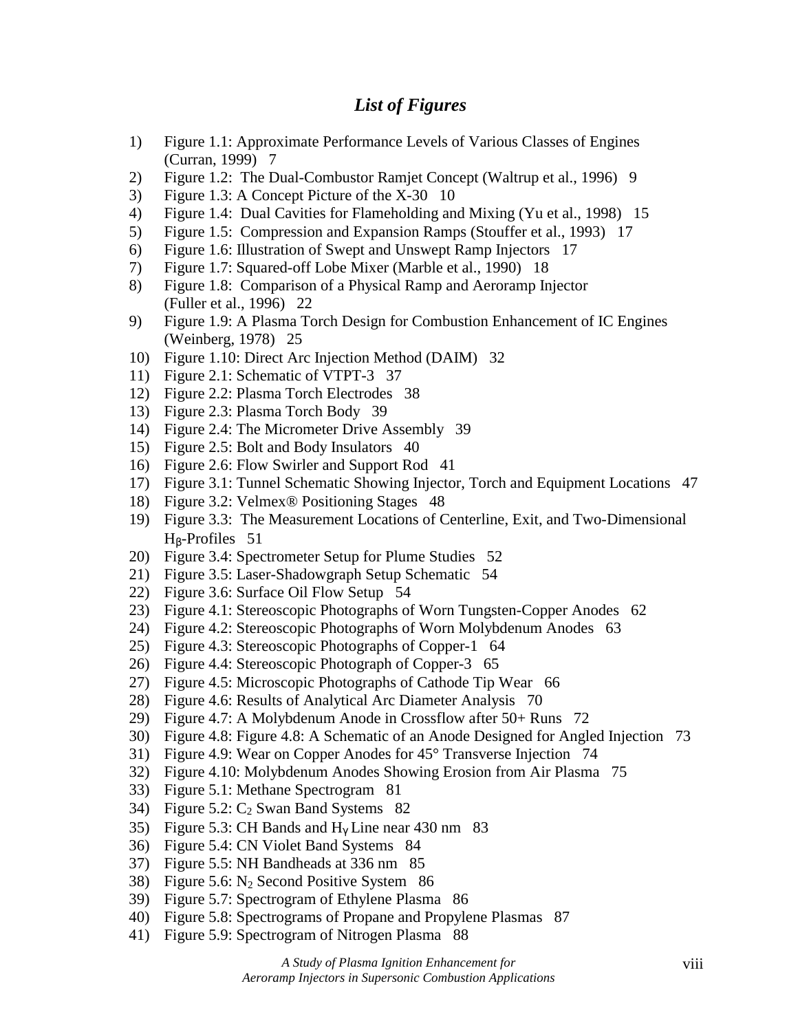## *List of Figures*

1) Figure 1.1: Approximate Performance Levels of Various Classes of Engines (Curran, 1999) 7
2) Figure 1.2: The Dual-Combustor Ramjet Concept (Waltrup et al., 1996) 9
3) Figure 1.3: A Concept Picture of the X-30 10
4) Figure 1.4: Dual Cavities for Flameholding and Mixing (Yu et al., 1998) 15
5) Figure 1.5: Compression and Expansion Ramps (Stouffer et al., 1993) 17
6) Figure 1.6: Illustration of Swept and Unswept Ramp Injectors 17
7) Figure 1.7: Squared-off Lobe Mixer (Marble et al., 1990) 18
8) Figure 1.8: Comparison of a Physical Ramp and Aeroramp Injector (Fuller et al., 1996) 22
9) Figure 1.9: A Plasma Torch Design for Combustion Enhancement of IC Engines (Weinberg, 1978) 25
10) Figure 1.10: Direct Arc Injection Method (DAIM) 32
11) Figure 2.1: Schematic of VTPT-3 37
12) Figure 2.2: Plasma Torch Electrodes 38
13) Figure 2.3: Plasma Torch Body 39
14) Figure 2.4: The Micrometer Drive Assembly 39
15) Figure 2.5: Bolt and Body Insulators 40
16) Figure 2.6: Flow Swirler and Support Rod 41
17) Figure 3.1: Tunnel Schematic Showing Injector, Torch and Equipment Locations 47
18) Figure 3.2: Velmex® Positioning Stages 48
19) Figure 3.3: The Measurement Locations of Centerline, Exit, and Two-Dimensional $H_\beta$-Profiles 51
20) Figure 3.4: Spectrometer Setup for Plume Studies 52
21) Figure 3.5: Laser-Shadowgraph Setup Schematic 54
22) Figure 3.6: Surface Oil Flow Setup 54
23) Figure 4.1: Stereoscopic Photographs of Worn Tungsten-Copper Anodes 62
24) Figure 4.2: Stereoscopic Photographs of Worn Molybdenum Anodes 63
25) Figure 4.3: Stereoscopic Photographs of Copper-1 64
26) Figure 4.4: Stereoscopic Photograph of Copper-3 65
27) Figure 4.5: Microscopic Photographs of Cathode Tip Wear 66
28) Figure 4.6: Results of Analytical Arc Diameter Analysis 70
29) Figure 4.7: A Molybdenum Anode in Crossflow after 50+ Runs 72
30) Figure 4.8: Figure 4.8: A Schematic of an Anode Designed for Angled Injection 73
31) Figure 4.9: Wear on Copper Anodes for 45° Transverse Injection 74
32) Figure 4.10: Molybdenum Anodes Showing Erosion from Air Plasma 75
33) Figure 5.1: Methane Spectrogram 81
34) Figure 5.2: $C_2$ Swan Band Systems 82
35) Figure 5.3: CH Bands and $H_\gamma$ Line near 430 nm 83
36) Figure 5.4: CN Violet Band Systems 84
37) Figure 5.5: NH Bandheads at 336 nm 85
38) Figure 5.6: $N_2$ Second Positive System 86
39) Figure 5.7: Spectrogram of Ethylene Plasma 86
40) Figure 5.8: Spectrograms of Propane and Propylene Plasmas 87
41) Figure 5.9: Spectrogram of Nitrogen Plasma 88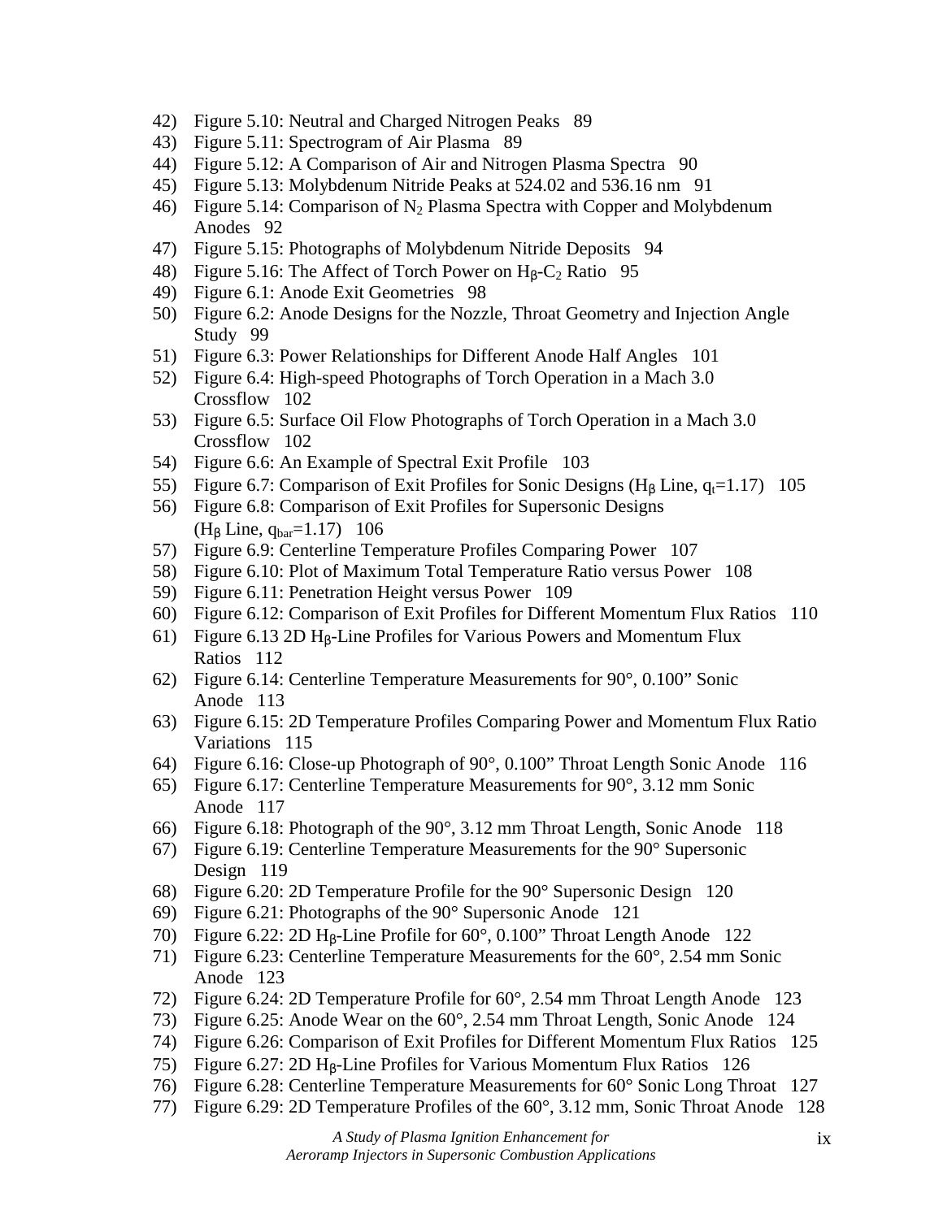42) Figure 5.10: Neutral and Charged Nitrogen Peaks 89
43) Figure 5.11: Spectrogram of Air Plasma 89
44) Figure 5.12: A Comparison of Air and Nitrogen Plasma Spectra 90
45) Figure 5.13: Molybdenum Nitride Peaks at 524.02 and 536.16 nm 91
46) Figure 5.14: Comparison of $N_2$ Plasma Spectra with Copper and Molybdenum Anodes 92
47) Figure 5.15: Photographs of Molybdenum Nitride Deposits 94
48) Figure 5.16: The Affect of Torch Power on $H_\beta$-$C_2$ Ratio 95
49) Figure 6.1: Anode Exit Geometries 98
50) Figure 6.2: Anode Designs for the Nozzle, Throat Geometry and Injection Angle Study 99
51) Figure 6.3: Power Relationships for Different Anode Half Angles 101
52) Figure 6.4: High-speed Photographs of Torch Operation in a Mach 3.0 Crossflow 102
53) Figure 6.5: Surface Oil Flow Photographs of Torch Operation in a Mach 3.0 Crossflow 102
54) Figure 6.6: An Example of Spectral Exit Profile 103
55) Figure 6.7: Comparison of Exit Profiles for Sonic Designs ($H_\beta$ Line, $q_t$=1.17) 105
56) Figure 6.8: Comparison of Exit Profiles for Supersonic Designs ($H_\beta$ Line, $q_{bar}$=1.17) 106
57) Figure 6.9: Centerline Temperature Profiles Comparing Power 107
58) Figure 6.10: Plot of Maximum Total Temperature Ratio versus Power 108
59) Figure 6.11: Penetration Height versus Power 109
60) Figure 6.12: Comparison of Exit Profiles for Different Momentum Flux Ratios 110
61) Figure 6.13 2D $H_\beta$-Line Profiles for Various Powers and Momentum Flux Ratios 112
62) Figure 6.14: Centerline Temperature Measurements for 90°, 0.100” Sonic Anode 113
63) Figure 6.15: 2D Temperature Profiles Comparing Power and Momentum Flux Ratio Variations 115
64) Figure 6.16: Close-up Photograph of 90°, 0.100” Throat Length Sonic Anode 116
65) Figure 6.17: Centerline Temperature Measurements for 90°, 3.12 mm Sonic Anode 117
66) Figure 6.18: Photograph of the 90°, 3.12 mm Throat Length, Sonic Anode 118
67) Figure 6.19: Centerline Temperature Measurements for the 90° Supersonic Design 119
68) Figure 6.20: 2D Temperature Profile for the 90° Supersonic Design 120
69) Figure 6.21: Photographs of the 90° Supersonic Anode 121
70) Figure 6.22: 2D $H_\beta$-Line Profile for 60°, 0.100” Throat Length Anode 122
71) Figure 6.23: Centerline Temperature Measurements for the 60°, 2.54 mm Sonic Anode 123
72) Figure 6.24: 2D Temperature Profile for 60°, 2.54 mm Throat Length Anode 123
73) Figure 6.25: Anode Wear on the 60°, 2.54 mm Throat Length, Sonic Anode 124
74) Figure 6.26: Comparison of Exit Profiles for Different Momentum Flux Ratios 125
75) Figure 6.27: 2D $H_\beta$-Line Profiles for Various Momentum Flux Ratios 126
76) Figure 6.28: Centerline Temperature Measurements for 60° Sonic Long Throat 127
77) Figure 6.29: 2D Temperature Profiles of the 60°, 3.12 mm, Sonic Throat Anode 128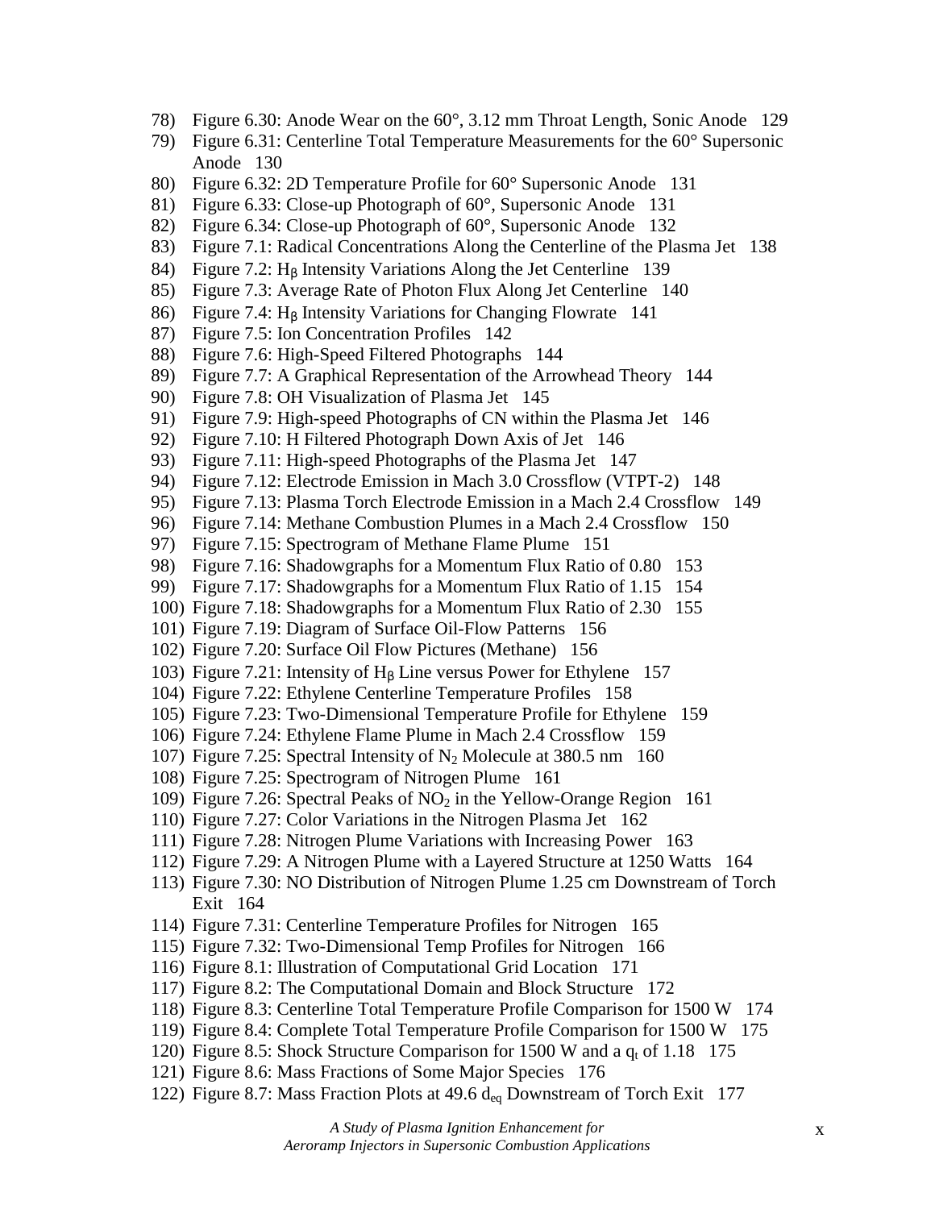78) Figure 6.30: Anode Wear on the 60°, 3.12 mm Throat Length, Sonic Anode 129
79) Figure 6.31: Centerline Total Temperature Measurements for the 60° Supersonic Anode 130
80) Figure 6.32: 2D Temperature Profile for 60° Supersonic Anode 131
81) Figure 6.33: Close-up Photograph of 60°, Supersonic Anode 131
82) Figure 6.34: Close-up Photograph of 60°, Supersonic Anode 132
83) Figure 7.1: Radical Concentrations Along the Centerline of the Plasma Jet 138
84) Figure 7.2: $H_\beta$ Intensity Variations Along the Jet Centerline 139
85) Figure 7.3: Average Rate of Photon Flux Along Jet Centerline 140
86) Figure 7.4: $H_\beta$ Intensity Variations for Changing Flowrate 141
87) Figure 7.5: Ion Concentration Profiles 142
88) Figure 7.6: High-Speed Filtered Photographs 144
89) Figure 7.7: A Graphical Representation of the Arrowhead Theory 144
90) Figure 7.8: OH Visualization of Plasma Jet 145
91) Figure 7.9: High-speed Photographs of CN within the Plasma Jet 146
92) Figure 7.10: H Filtered Photograph Down Axis of Jet 146
93) Figure 7.11: High-speed Photographs of the Plasma Jet 147
94) Figure 7.12: Electrode Emission in Mach 3.0 Crossflow (VTPT-2) 148
95) Figure 7.13: Plasma Torch Electrode Emission in a Mach 2.4 Crossflow 149
96) Figure 7.14: Methane Combustion Plumes in a Mach 2.4 Crossflow 150
97) Figure 7.15: Spectrogram of Methane Flame Plume 151
98) Figure 7.16: Shadowgraphs for a Momentum Flux Ratio of 0.80 153
99) Figure 7.17: Shadowgraphs for a Momentum Flux Ratio of 1.15 154
100) Figure 7.18: Shadowgraphs for a Momentum Flux Ratio of 2.30 155
101) Figure 7.19: Diagram of Surface Oil-Flow Patterns 156
102) Figure 7.20: Surface Oil Flow Pictures (Methane) 156
103) Figure 7.21: Intensity of $H_\beta$ Line versus Power for Ethylene 157
104) Figure 7.22: Ethylene Centerline Temperature Profiles 158
105) Figure 7.23: Two-Dimensional Temperature Profile for Ethylene 159
106) Figure 7.24: Ethylene Flame Plume in Mach 2.4 Crossflow 159
107) Figure 7.25: Spectral Intensity of $N_2$ Molecule at 380.5 nm 160
108) Figure 7.25: Spectrogram of Nitrogen Plume 161
109) Figure 7.26: Spectral Peaks of $NO_2$ in the Yellow-Orange Region 161
110) Figure 7.27: Color Variations in the Nitrogen Plasma Jet 162
111) Figure 7.28: Nitrogen Plume Variations with Increasing Power 163
112) Figure 7.29: A Nitrogen Plume with a Layered Structure at 1250 Watts 164
113) Figure 7.30: NO Distribution of Nitrogen Plume 1.25 cm Downstream of Torch Exit 164
114) Figure 7.31: Centerline Temperature Profiles for Nitrogen 165
115) Figure 7.32: Two-Dimensional Temp Profiles for Nitrogen 166
116) Figure 8.1: Illustration of Computational Grid Location 171
117) Figure 8.2: The Computational Domain and Block Structure 172
118) Figure 8.3: Centerline Total Temperature Profile Comparison for 1500 W 174
119) Figure 8.4: Complete Total Temperature Profile Comparison for 1500 W 175
120) Figure 8.5: Shock Structure Comparison for 1500 W and a $q_t$ of 1.18 175
121) Figure 8.6: Mass Fractions of Some Major Species 176
122) Figure 8.7: Mass Fraction Plots at 49.6 $d_{eq}$ Downstream of Torch Exit 177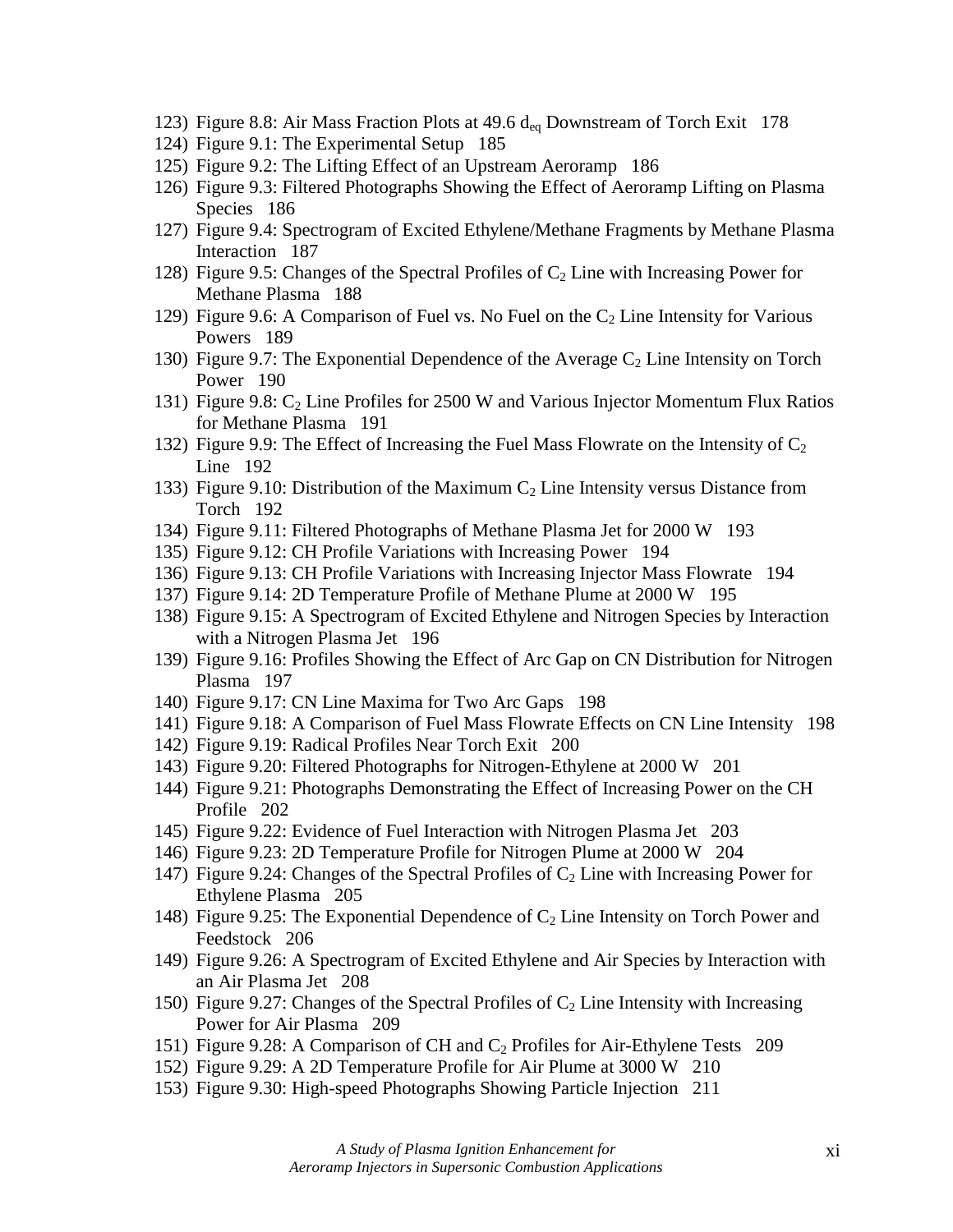123) Figure 8.8: Air Mass Fraction Plots at 49.6 $d_{eq}$ Downstream of Torch Exit 178
124) Figure 9.1: The Experimental Setup 185
125) Figure 9.2: The Lifting Effect of an Upstream Aeroramp 186
126) Figure 9.3: Filtered Photographs Showing the Effect of Aeroramp Lifting on Plasma Species 186
127) Figure 9.4: Spectrogram of Excited Ethylene/Methane Fragments by Methane Plasma Interaction 187
128) Figure 9.5: Changes of the Spectral Profiles of $C_2$ Line with Increasing Power for Methane Plasma 188
129) Figure 9.6: A Comparison of Fuel vs. No Fuel on the $C_2$ Line Intensity for Various Powers 189
130) Figure 9.7: The Exponential Dependence of the Average $C_2$ Line Intensity on Torch Power 190
131) Figure 9.8: $C_2$ Line Profiles for 2500 W and Various Injector Momentum Flux Ratios for Methane Plasma 191
132) Figure 9.9: The Effect of Increasing the Fuel Mass Flowrate on the Intensity of $C_2$ Line 192
133) Figure 9.10: Distribution of the Maximum $C_2$ Line Intensity versus Distance from Torch 192
134) Figure 9.11: Filtered Photographs of Methane Plasma Jet for 2000 W 193
135) Figure 9.12: CH Profile Variations with Increasing Power 194
136) Figure 9.13: CH Profile Variations with Increasing Injector Mass Flowrate 194
137) Figure 9.14: 2D Temperature Profile of Methane Plume at 2000 W 195
138) Figure 9.15: A Spectrogram of Excited Ethylene and Nitrogen Species by Interaction with a Nitrogen Plasma Jet 196
139) Figure 9.16: Profiles Showing the Effect of Arc Gap on CN Distribution for Nitrogen Plasma 197
140) Figure 9.17: CN Line Maxima for Two Arc Gaps 198
141) Figure 9.18: A Comparison of Fuel Mass Flowrate Effects on CN Line Intensity 198
142) Figure 9.19: Radical Profiles Near Torch Exit 200
143) Figure 9.20: Filtered Photographs for Nitrogen-Ethylene at 2000 W 201
144) Figure 9.21: Photographs Demonstrating the Effect of Increasing Power on the CH Profile 202
145) Figure 9.22: Evidence of Fuel Interaction with Nitrogen Plasma Jet 203
146) Figure 9.23: 2D Temperature Profile for Nitrogen Plume at 2000 W 204
147) Figure 9.24: Changes of the Spectral Profiles of $C_2$ Line with Increasing Power for Ethylene Plasma 205
148) Figure 9.25: The Exponential Dependence of $C_2$ Line Intensity on Torch Power and Feedstock 206
149) Figure 9.26: A Spectrogram of Excited Ethylene and Air Species by Interaction with an Air Plasma Jet 208
150) Figure 9.27: Changes of the Spectral Profiles of $C_2$ Line Intensity with Increasing Power for Air Plasma 209
151) Figure 9.28: A Comparison of CH and $C_2$ Profiles for Air-Ethylene Tests 209
152) Figure 9.29: A 2D Temperature Profile for Air Plume at 3000 W 210
153) Figure 9.30: High-speed Photographs Showing Particle Injection 211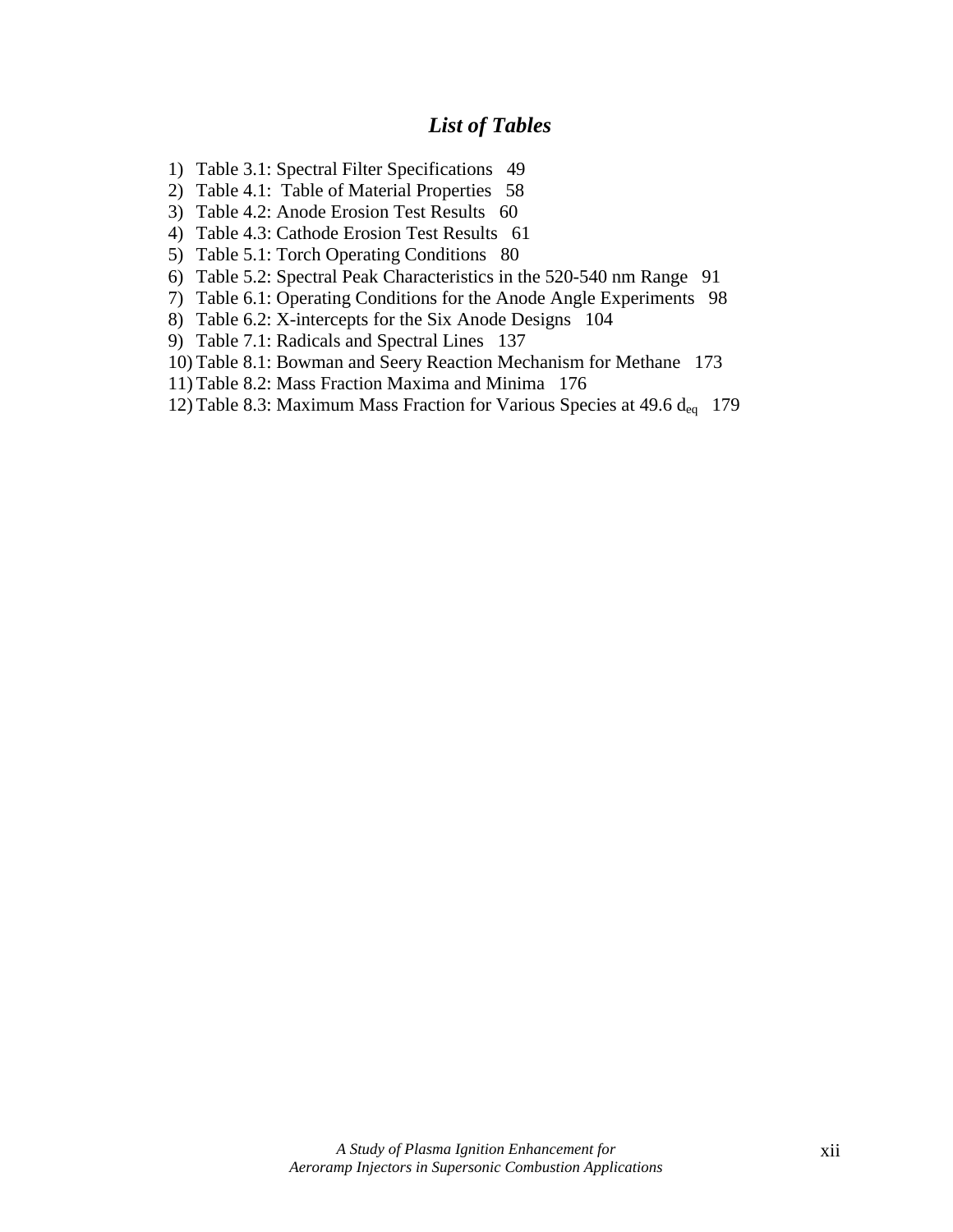## *List of Tables*

1) Table 3.1: Spectral Filter Specifications 49
2) Table 4.1: Table of Material Properties 58
3) Table 4.2: Anode Erosion Test Results 60
4) Table 4.3: Cathode Erosion Test Results 61
5) Table 5.1: Torch Operating Conditions 80
6) Table 5.2: Spectral Peak Characteristics in the 520-540 nm Range 91
7) Table 6.1: Operating Conditions for the Anode Angle Experiments 98
8) Table 6.2: X-intercepts for the Six Anode Designs 104
9) Table 7.1: Radicals and Spectral Lines 137
10) Table 8.1: Bowman and Seery Reaction Mechanism for Methane 173
11) Table 8.2: Mass Fraction Maxima and Minima 176
12) Table 8.3: Maximum Mass Fraction for Various Species at 49.6 $d_{eq}$ 179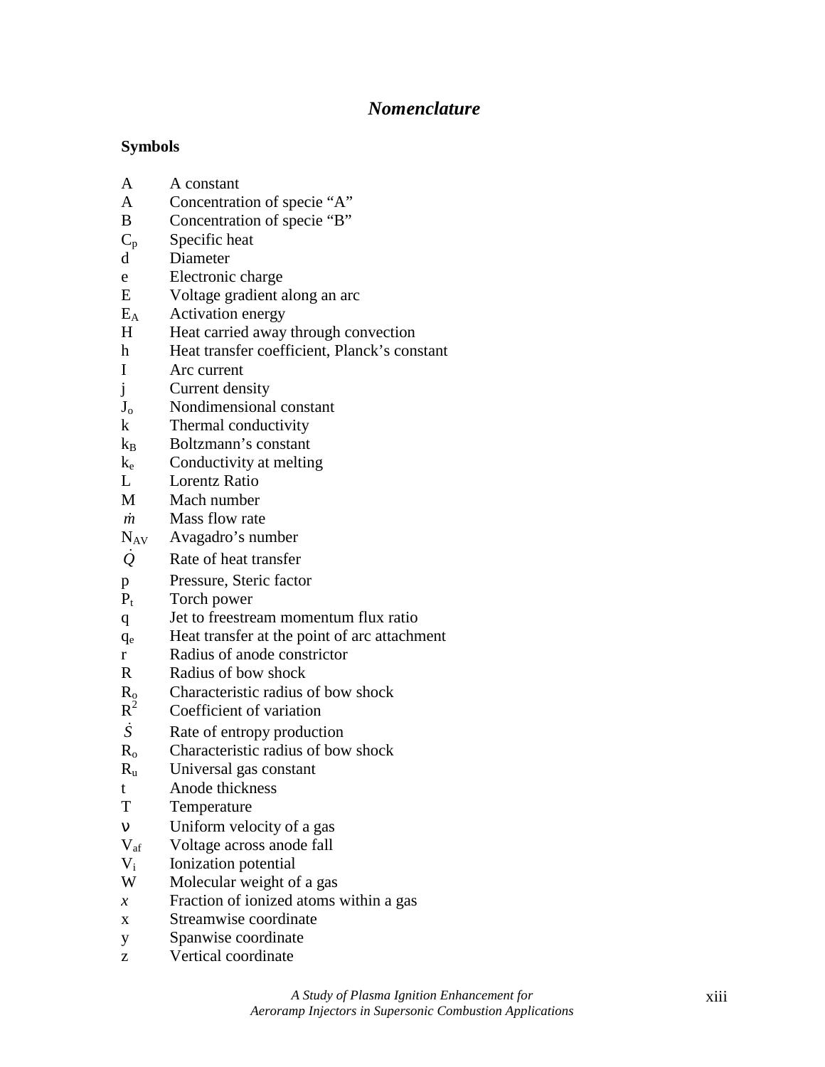# *Nomenclature*

**Symbols**

| | |
|---|---|
| A | A constant |
| A | Concentration of specie "A" |
| B | Concentration of specie "B" |
| $C_p$ | Specific heat |
| d | Diameter |
| e | Electronic charge |
| E | Voltage gradient along an arc |
| $E_A$ | Activation energy |
| H | Heat carried away through convection |
| h | Heat transfer coefficient, Planck's constant |
| I | Arc current |
| j | Current density |
| $J_o$ | Nondimensional constant |
| k | Thermal conductivity |
| $k_B$ | Boltzmann's constant |
| $k_e$ | Conductivity at melting |
| L | Lorentz Ratio |
| M | Mach number |
| $\dot{m}$ | Mass flow rate |
| $N_{AV}$ | Avagadro's number |
| $\dot{Q}$ | Rate of heat transfer |
| p | Pressure, Steric factor |
| $P_t$ | Torch power |
| q | Jet to freestream momentum flux ratio |
| $q_e$ | Heat transfer at the point of arc attachment |
| r | Radius of anode constrictor |
| R | Radius of bow shock |
| $R_o$ | Characteristic radius of bow shock |
| $R^2$ | Coefficient of variation |
| $\dot{S}$ | Rate of entropy production |
| $R_o$ | Characteristic radius of bow shock |
| $R_u$ | Universal gas constant |
| t | Anode thickness |
| T | Temperature |
| $\nu$ | Uniform velocity of a gas |
| $V_{af}$ | Voltage across anode fall |
| $V_i$ | Ionization potential |
| W | Molecular weight of a gas |
| $x$ | Fraction of ionized atoms within a gas |
| x | Streamwise coordinate |
| y | Spanwise coordinate |
| z | Vertical coordinate |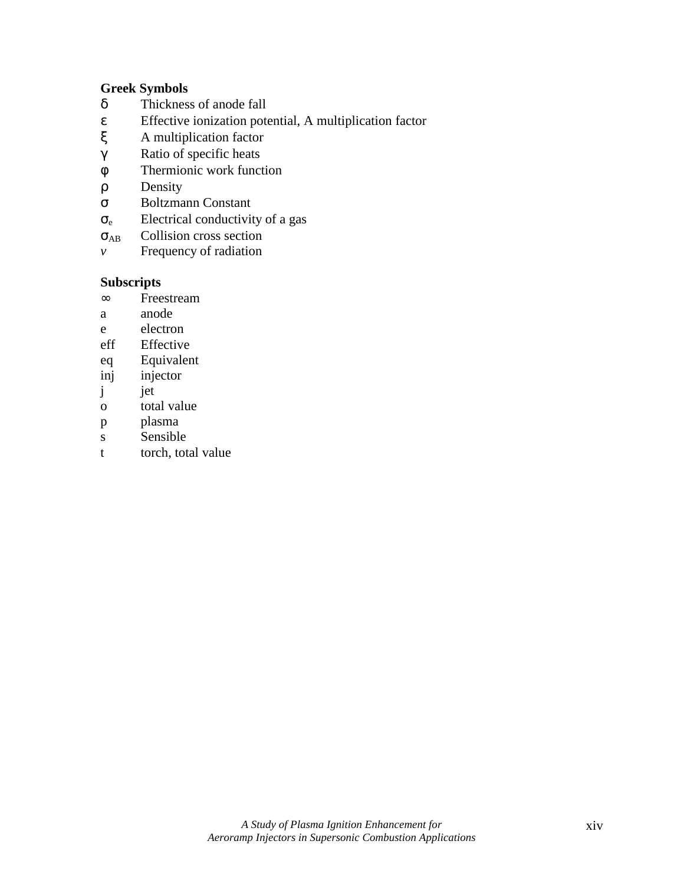**Greek Symbols**

| | |
|---|---|
| $\delta$ | Thickness of anode fall |
| $\varepsilon$ | Effective ionization potential, A multiplication factor |
| $\xi$ | A multiplication factor |
| $\gamma$ | Ratio of specific heats |
| $\varphi$ | Thermionic work function |
| $\rho$ | Density |
| $\sigma$ | Boltzmann Constant |
| $\sigma_e$ | Electrical conductivity of a gas |
| $\sigma_{AB}$ | Collision cross section |
| $\nu$ | Frequency of radiation |

**Subscripts**

| | |
|---|---|
| $\infty$ | Freestream |
| a | anode |
| e | electron |
| eff | Effective |
| eq | Equivalent |
| inj | injector |
| j | jet |
| o | total value |
| p | plasma |
| s | Sensible |
| t | torch, total value |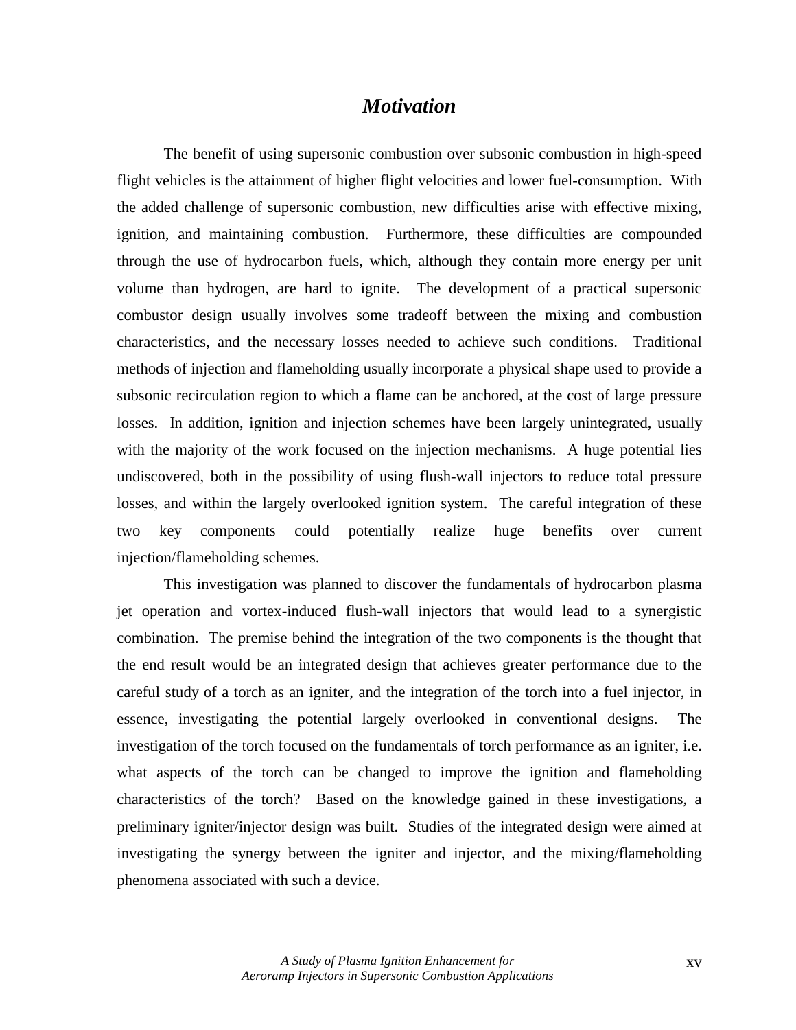# *Motivation*

The benefit of using supersonic combustion over subsonic combustion in high-speed flight vehicles is the attainment of higher flight velocities and lower fuel-consumption. With the added challenge of supersonic combustion, new difficulties arise with effective mixing, ignition, and maintaining combustion. Furthermore, these difficulties are compounded through the use of hydrocarbon fuels, which, although they contain more energy per unit volume than hydrogen, are hard to ignite. The development of a practical supersonic combustor design usually involves some tradeoff between the mixing and combustion characteristics, and the necessary losses needed to achieve such conditions. Traditional methods of injection and flameholding usually incorporate a physical shape used to provide a subsonic recirculation region to which a flame can be anchored, at the cost of large pressure losses. In addition, ignition and injection schemes have been largely unintegrated, usually with the majority of the work focused on the injection mechanisms. A huge potential lies undiscovered, both in the possibility of using flush-wall injectors to reduce total pressure losses, and within the largely overlooked ignition system. The careful integration of these two key components could potentially realize huge benefits over current injection/flameholding schemes.

This investigation was planned to discover the fundamentals of hydrocarbon plasma jet operation and vortex-induced flush-wall injectors that would lead to a synergistic combination. The premise behind the integration of the two components is the thought that the end result would be an integrated design that achieves greater performance due to the careful study of a torch as an igniter, and the integration of the torch into a fuel injector, in essence, investigating the potential largely overlooked in conventional designs. The investigation of the torch focused on the fundamentals of torch performance as an igniter, i.e. what aspects of the torch can be changed to improve the ignition and flameholding characteristics of the torch? Based on the knowledge gained in these investigations, a preliminary igniter/injector design was built. Studies of the integrated design were aimed at investigating the synergy between the igniter and injector, and the mixing/flameholding phenomena associated with such a device.